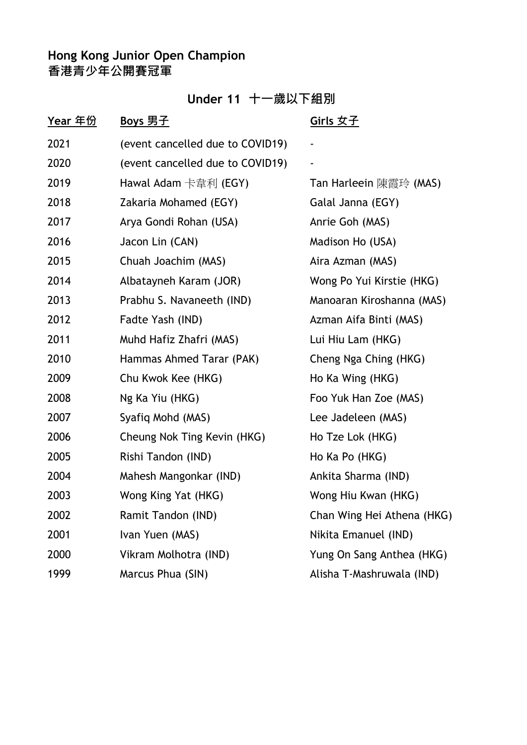# Hong Kong Junior Open Champion
# 香港青少年公開賽冠軍

## Under 11 十一歲以下組別

| Year 年份 | Boys 男子 | Girls 女子 |
|---|---|---|
| 2021 | (event cancelled due to COVID19) | - |
| 2020 | (event cancelled due to COVID19) | - |
| 2019 | Hawal Adam 卡韋利 (EGY) | Tan Harleein 陳霞玲 (MAS) |
| 2018 | Zakaria Mohamed (EGY) | Galal Janna (EGY) |
| 2017 | Arya Gondi Rohan (USA) | Anrie Goh (MAS) |
| 2016 | Jacon Lin (CAN) | Madison Ho (USA) |
| 2015 | Chuah Joachim (MAS) | Aira Azman (MAS) |
| 2014 | Albatayneh Karam (JOR) | Wong Po Yui Kirstie (HKG) |
| 2013 | Prabhu S. Navaneeth (IND) | Manoaran Kiroshanna (MAS) |
| 2012 | Fadte Yash (IND) | Azman Aifa Binti (MAS) |
| 2011 | Muhd Hafiz Zhafri (MAS) | Lui Hiu Lam (HKG) |
| 2010 | Hammas Ahmed Tarar (PAK) | Cheng Nga Ching (HKG) |
| 2009 | Chu Kwok Kee (HKG) | Ho Ka Wing (HKG) |
| 2008 | Ng Ka Yiu (HKG) | Foo Yuk Han Zoe (MAS) |
| 2007 | Syafiq Mohd (MAS) | Lee Jadeleen (MAS) |
| 2006 | Cheung Nok Ting Kevin (HKG) | Ho Tze Lok (HKG) |
| 2005 | Rishi Tandon (IND) | Ho Ka Po (HKG) |
| 2004 | Mahesh Mangonkar (IND) | Ankita Sharma (IND) |
| 2003 | Wong King Yat (HKG) | Wong Hiu Kwan (HKG) |
| 2002 | Ramit Tandon (IND) | Chan Wing Hei Athena (HKG) |
| 2001 | Ivan Yuen (MAS) | Nikita Emanuel (IND) |
| 2000 | Vikram Molhotra (IND) | Yung On Sang Anthea (HKG) |
| 1999 | Marcus Phua (SIN) | Alisha T-Mashruwala (IND) |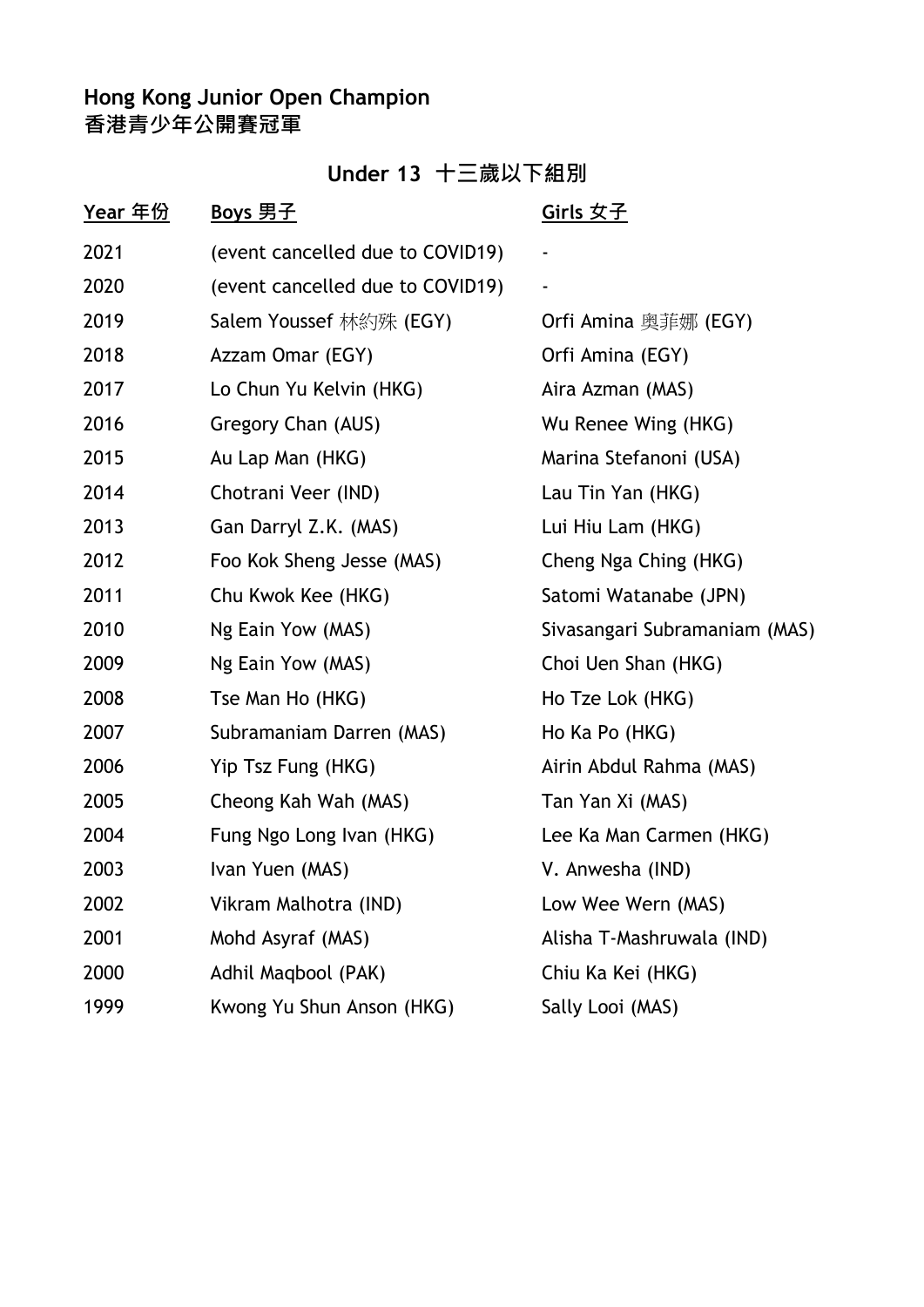# Hong Kong Junior Open Champion
# 香港青少年公開賽冠軍

## Under 13 十三歲以下組別

| Year 年份 | Boys 男子 | Girls 女子 |
|---|---|---|
| 2021 | (event cancelled due to COVID19) | - |
| 2020 | (event cancelled due to COVID19) | - |
| 2019 | Salem Youssef 林約殊 (EGY) | Orfi Amina 奧菲娜 (EGY) |
| 2018 | Azzam Omar (EGY) | Orfi Amina (EGY) |
| 2017 | Lo Chun Yu Kelvin (HKG) | Aira Azman (MAS) |
| 2016 | Gregory Chan (AUS) | Wu Renee Wing (HKG) |
| 2015 | Au Lap Man (HKG) | Marina Stefanoni (USA) |
| 2014 | Chotrani Veer (IND) | Lau Tin Yan (HKG) |
| 2013 | Gan Darryl Z.K. (MAS) | Lui Hiu Lam (HKG) |
| 2012 | Foo Kok Sheng Jesse (MAS) | Cheng Nga Ching (HKG) |
| 2011 | Chu Kwok Kee (HKG) | Satomi Watanabe (JPN) |
| 2010 | Ng Eain Yow (MAS) | Sivasangari Subramaniam (MAS) |
| 2009 | Ng Eain Yow (MAS) | Choi Uen Shan (HKG) |
| 2008 | Tse Man Ho (HKG) | Ho Tze Lok (HKG) |
| 2007 | Subramaniam Darren (MAS) | Ho Ka Po (HKG) |
| 2006 | Yip Tsz Fung (HKG) | Airin Abdul Rahma (MAS) |
| 2005 | Cheong Kah Wah (MAS) | Tan Yan Xi (MAS) |
| 2004 | Fung Ngo Long Ivan (HKG) | Lee Ka Man Carmen (HKG) |
| 2003 | Ivan Yuen (MAS) | V. Anwesha (IND) |
| 2002 | Vikram Malhotra (IND) | Low Wee Wern (MAS) |
| 2001 | Mohd Asyraf (MAS) | Alisha T-Mashruwala (IND) |
| 2000 | Adhil Maqbool (PAK) | Chiu Ka Kei (HKG) |
| 1999 | Kwong Yu Shun Anson (HKG) | Sally Looi (MAS) |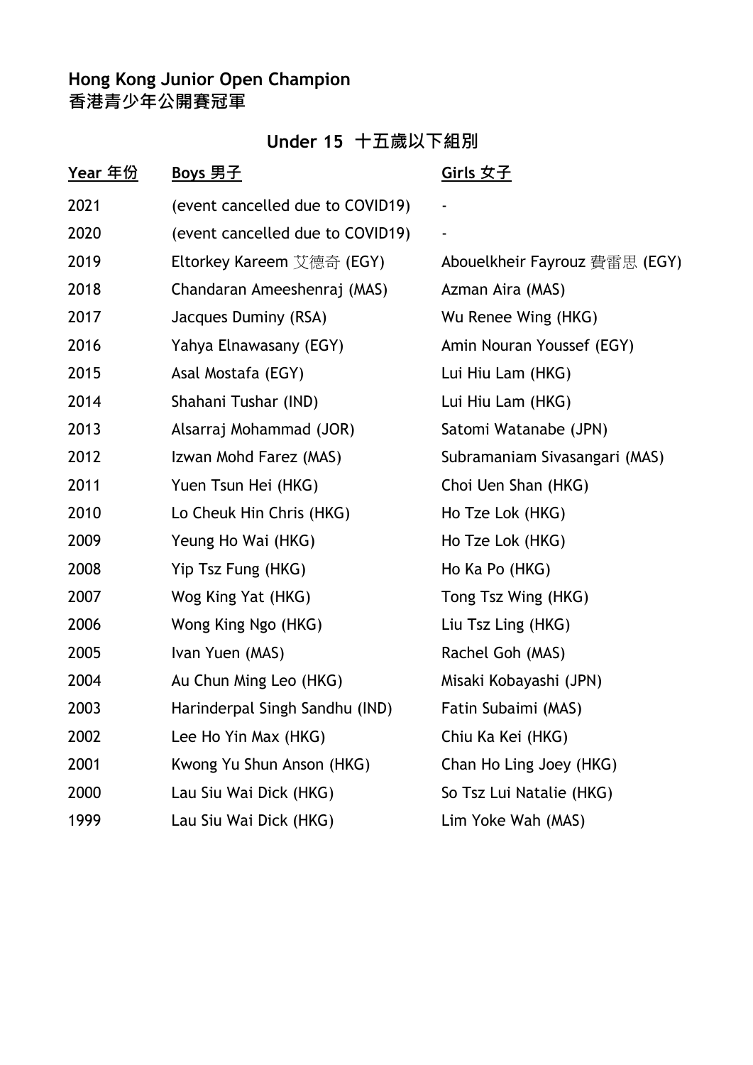**Hong Kong Junior Open Champion**
**香港青少年公開賽冠軍**

## Under 15 十五歲以下組別

| Year 年份 | Boys 男子 | Girls 女子 |
|---|---|---|
| 2021 | (event cancelled due to COVID19) | - |
| 2020 | (event cancelled due to COVID19) | - |
| 2019 | Eltorkey Kareem 艾德奇 (EGY) | Abouelkheir Fayrouz 費雷思 (EGY) |
| 2018 | Chandaran Ameeshenraj (MAS) | Azman Aira (MAS) |
| 2017 | Jacques Duminy (RSA) | Wu Renee Wing (HKG) |
| 2016 | Yahya Elnawasany (EGY) | Amin Nouran Youssef (EGY) |
| 2015 | Asal Mostafa (EGY) | Lui Hiu Lam (HKG) |
| 2014 | Shahani Tushar (IND) | Lui Hiu Lam (HKG) |
| 2013 | Alsarraj Mohammad (JOR) | Satomi Watanabe (JPN) |
| 2012 | Izwan Mohd Farez (MAS) | Subramaniam Sivasangari (MAS) |
| 2011 | Yuen Tsun Hei (HKG) | Choi Uen Shan (HKG) |
| 2010 | Lo Cheuk Hin Chris (HKG) | Ho Tze Lok (HKG) |
| 2009 | Yeung Ho Wai (HKG) | Ho Tze Lok (HKG) |
| 2008 | Yip Tsz Fung (HKG) | Ho Ka Po (HKG) |
| 2007 | Wog King Yat (HKG) | Tong Tsz Wing (HKG) |
| 2006 | Wong King Ngo (HKG) | Liu Tsz Ling (HKG) |
| 2005 | Ivan Yuen (MAS) | Rachel Goh (MAS) |
| 2004 | Au Chun Ming Leo (HKG) | Misaki Kobayashi (JPN) |
| 2003 | Harinderpal Singh Sandhu (IND) | Fatin Subaimi (MAS) |
| 2002 | Lee Ho Yin Max (HKG) | Chiu Ka Kei (HKG) |
| 2001 | Kwong Yu Shun Anson (HKG) | Chan Ho Ling Joey (HKG) |
| 2000 | Lau Siu Wai Dick (HKG) | So Tsz Lui Natalie (HKG) |
| 1999 | Lau Siu Wai Dick (HKG) | Lim Yoke Wah (MAS) |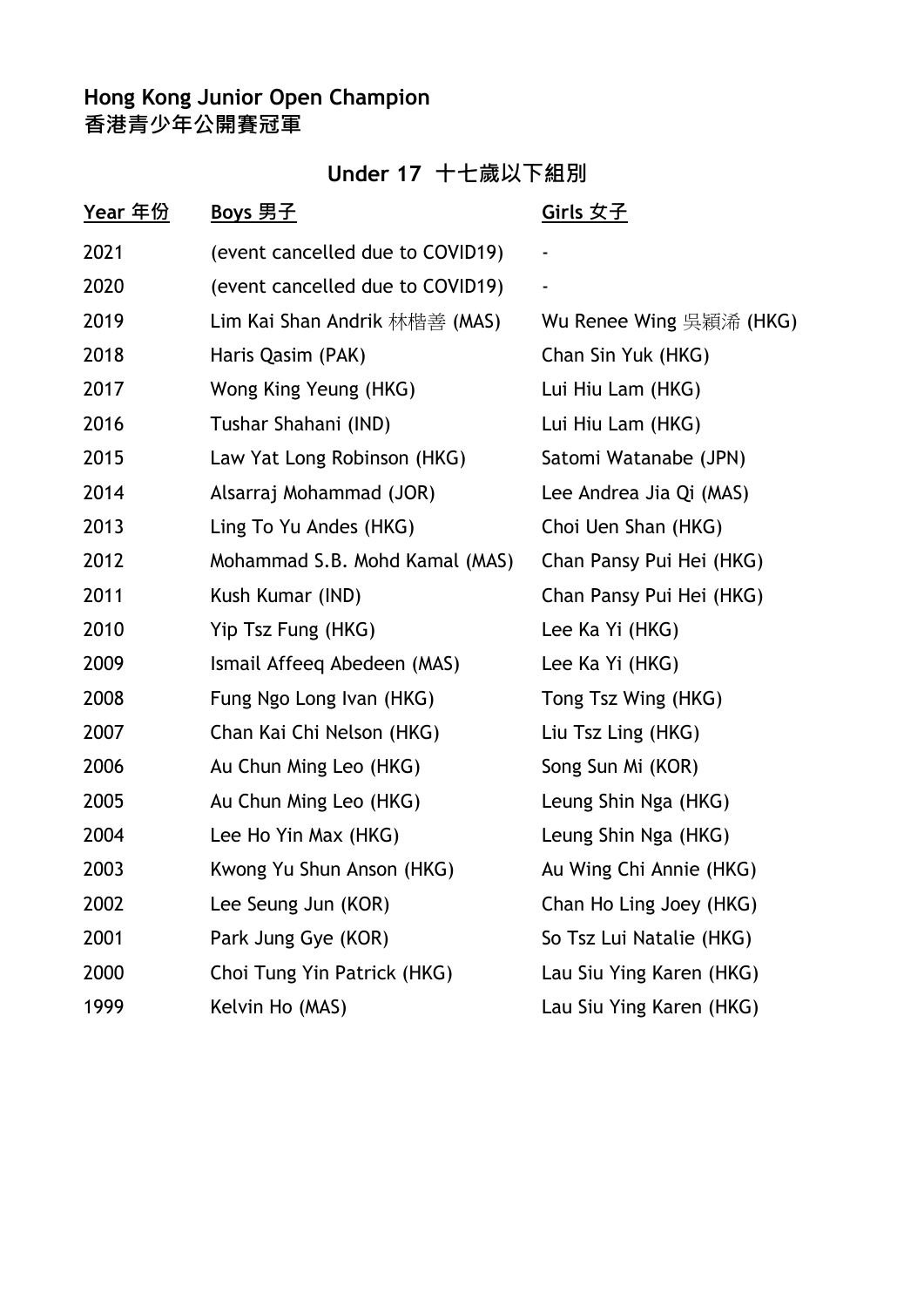**Hong Kong Junior Open Champion**
**香港青少年公開賽冠軍**

## Under 17 十七歲以下組別

| Year 年份 | Boys 男子 | Girls 女子 |
|---|---|---|
| 2021 | (event cancelled due to COVID19) | - |
| 2020 | (event cancelled due to COVID19) | - |
| 2019 | Lim Kai Shan Andrik 林楷善 (MAS) | Wu Renee Wing 吳穎浠 (HKG) |
| 2018 | Haris Qasim (PAK) | Chan Sin Yuk (HKG) |
| 2017 | Wong King Yeung (HKG) | Lui Hiu Lam (HKG) |
| 2016 | Tushar Shahani (IND) | Lui Hiu Lam (HKG) |
| 2015 | Law Yat Long Robinson (HKG) | Satomi Watanabe (JPN) |
| 2014 | Alsarraj Mohammad (JOR) | Lee Andrea Jia Qi (MAS) |
| 2013 | Ling To Yu Andes (HKG) | Choi Uen Shan (HKG) |
| 2012 | Mohammad S.B. Mohd Kamal (MAS) | Chan Pansy Pui Hei (HKG) |
| 2011 | Kush Kumar (IND) | Chan Pansy Pui Hei (HKG) |
| 2010 | Yip Tsz Fung (HKG) | Lee Ka Yi (HKG) |
| 2009 | Ismail Affeeq Abedeen (MAS) | Lee Ka Yi (HKG) |
| 2008 | Fung Ngo Long Ivan (HKG) | Tong Tsz Wing (HKG) |
| 2007 | Chan Kai Chi Nelson (HKG) | Liu Tsz Ling (HKG) |
| 2006 | Au Chun Ming Leo (HKG) | Song Sun Mi (KOR) |
| 2005 | Au Chun Ming Leo (HKG) | Leung Shin Nga (HKG) |
| 2004 | Lee Ho Yin Max (HKG) | Leung Shin Nga (HKG) |
| 2003 | Kwong Yu Shun Anson (HKG) | Au Wing Chi Annie (HKG) |
| 2002 | Lee Seung Jun (KOR) | Chan Ho Ling Joey (HKG) |
| 2001 | Park Jung Gye (KOR) | So Tsz Lui Natalie (HKG) |
| 2000 | Choi Tung Yin Patrick (HKG) | Lau Siu Ying Karen (HKG) |
| 1999 | Kelvin Ho (MAS) | Lau Siu Ying Karen (HKG) |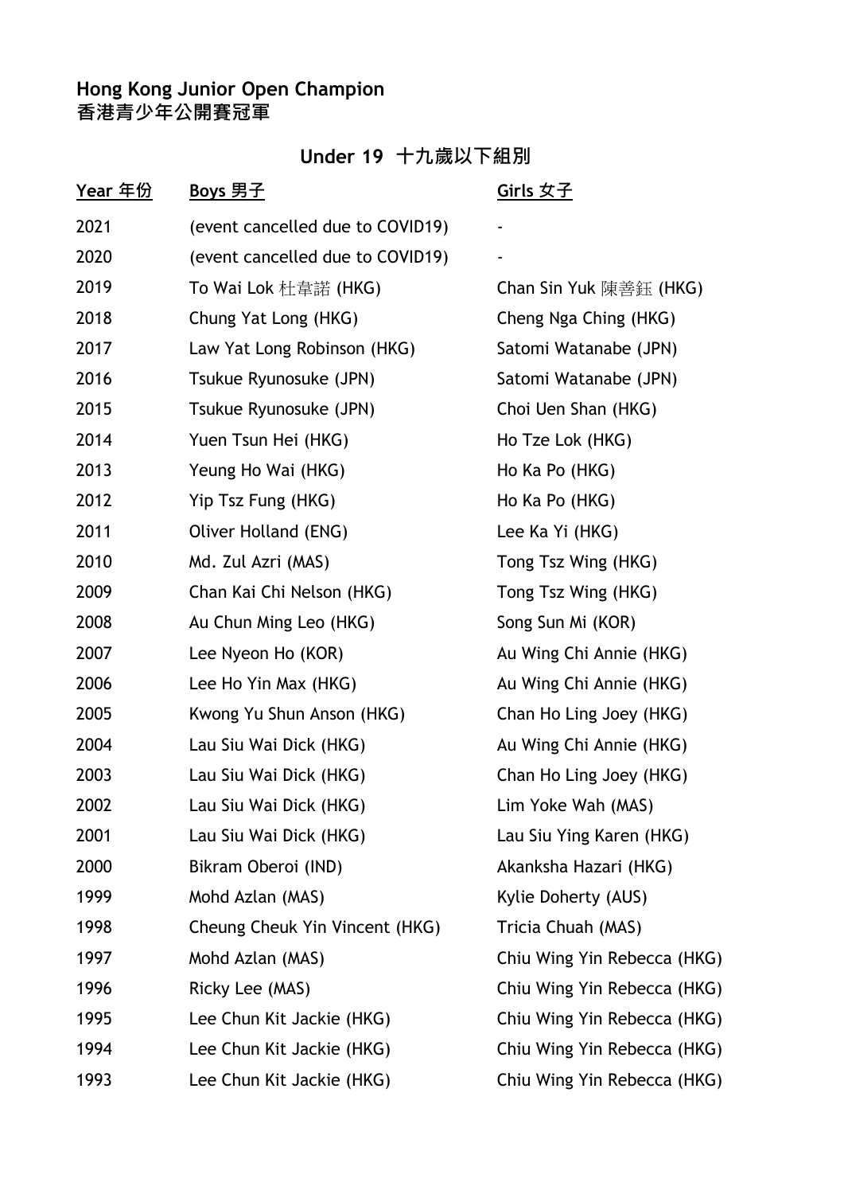**Hong Kong Junior Open Champion**
**香港青少年公開賽冠軍**

## Under 19 十九歲以下組別

| Year 年份 | Boys 男子 | Girls 女子 |
|---|---|---|
| 2021 | (event cancelled due to COVID19) | - |
| 2020 | (event cancelled due to COVID19) | - |
| 2019 | To Wai Lok 杜韋諾 (HKG) | Chan Sin Yuk 陳善鈺 (HKG) |
| 2018 | Chung Yat Long (HKG) | Cheng Nga Ching (HKG) |
| 2017 | Law Yat Long Robinson (HKG) | Satomi Watanabe (JPN) |
| 2016 | Tsukue Ryunosuke (JPN) | Satomi Watanabe (JPN) |
| 2015 | Tsukue Ryunosuke (JPN) | Choi Uen Shan (HKG) |
| 2014 | Yuen Tsun Hei (HKG) | Ho Tze Lok (HKG) |
| 2013 | Yeung Ho Wai (HKG) | Ho Ka Po (HKG) |
| 2012 | Yip Tsz Fung (HKG) | Ho Ka Po (HKG) |
| 2011 | Oliver Holland (ENG) | Lee Ka Yi (HKG) |
| 2010 | Md. Zul Azri (MAS) | Tong Tsz Wing (HKG) |
| 2009 | Chan Kai Chi Nelson (HKG) | Tong Tsz Wing (HKG) |
| 2008 | Au Chun Ming Leo (HKG) | Song Sun Mi (KOR) |
| 2007 | Lee Nyeon Ho (KOR) | Au Wing Chi Annie (HKG) |
| 2006 | Lee Ho Yin Max (HKG) | Au Wing Chi Annie (HKG) |
| 2005 | Kwong Yu Shun Anson (HKG) | Chan Ho Ling Joey (HKG) |
| 2004 | Lau Siu Wai Dick (HKG) | Au Wing Chi Annie (HKG) |
| 2003 | Lau Siu Wai Dick (HKG) | Chan Ho Ling Joey (HKG) |
| 2002 | Lau Siu Wai Dick (HKG) | Lim Yoke Wah (MAS) |
| 2001 | Lau Siu Wai Dick (HKG) | Lau Siu Ying Karen (HKG) |
| 2000 | Bikram Oberoi (IND) | Akanksha Hazari (HKG) |
| 1999 | Mohd Azlan (MAS) | Kylie Doherty (AUS) |
| 1998 | Cheung Cheuk Yin Vincent (HKG) | Tricia Chuah (MAS) |
| 1997 | Mohd Azlan (MAS) | Chiu Wing Yin Rebecca (HKG) |
| 1996 | Ricky Lee (MAS) | Chiu Wing Yin Rebecca (HKG) |
| 1995 | Lee Chun Kit Jackie (HKG) | Chiu Wing Yin Rebecca (HKG) |
| 1994 | Lee Chun Kit Jackie (HKG) | Chiu Wing Yin Rebecca (HKG) |
| 1993 | Lee Chun Kit Jackie (HKG) | Chiu Wing Yin Rebecca (HKG) |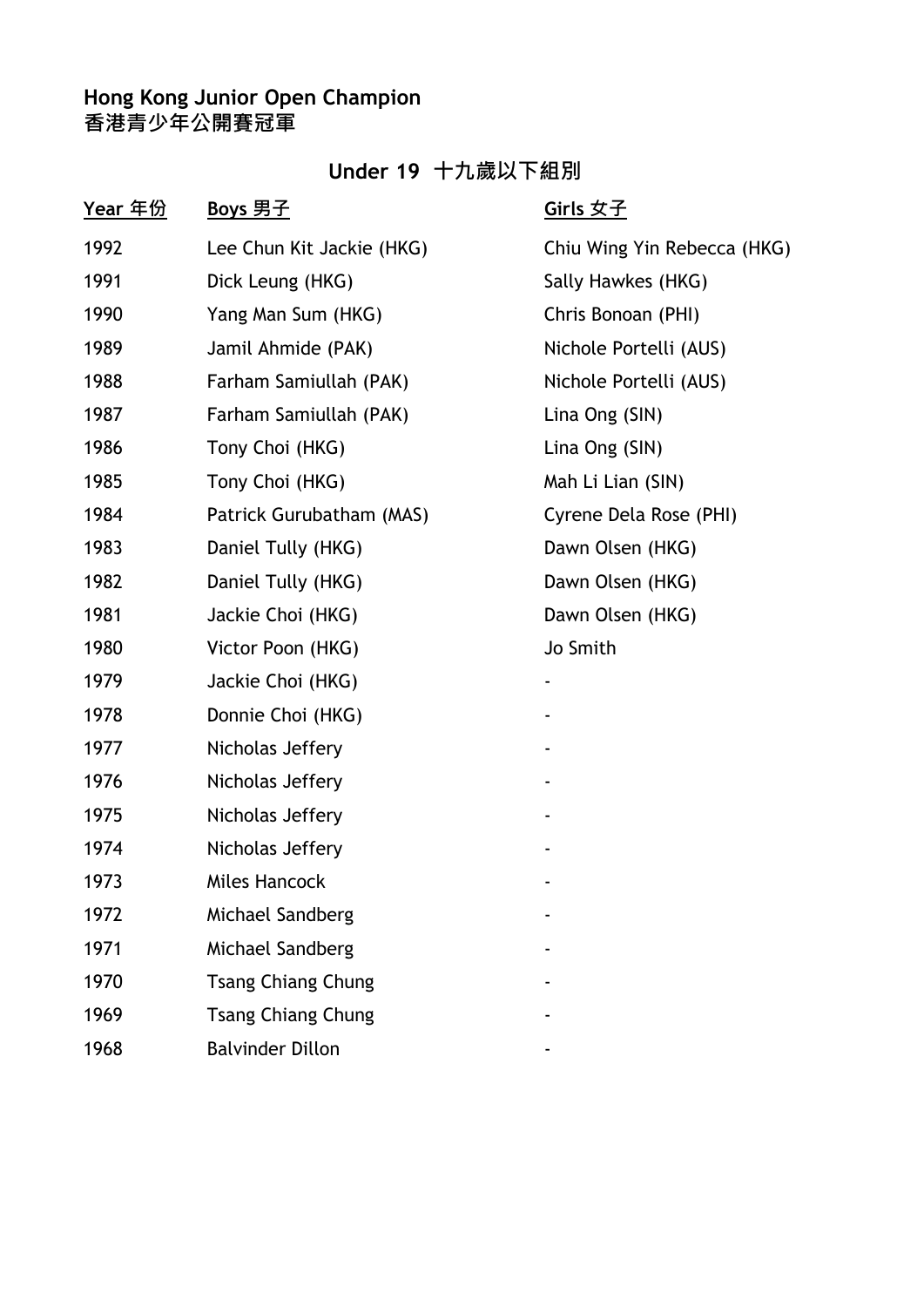# Hong Kong Junior Open Champion
# 香港青少年公開賽冠軍

## Under 19 十九歲以下組別

| Year 年份 | Boys 男子 | Girls 女子 |
|---|---|---|
| 1992 | Lee Chun Kit Jackie (HKG) | Chiu Wing Yin Rebecca (HKG) |
| 1991 | Dick Leung (HKG) | Sally Hawkes (HKG) |
| 1990 | Yang Man Sum (HKG) | Chris Bonoan (PHI) |
| 1989 | Jamil Ahmide (PAK) | Nichole Portelli (AUS) |
| 1988 | Farham Samiullah (PAK) | Nichole Portelli (AUS) |
| 1987 | Farham Samiullah (PAK) | Lina Ong (SIN) |
| 1986 | Tony Choi (HKG) | Lina Ong (SIN) |
| 1985 | Tony Choi (HKG) | Mah Li Lian (SIN) |
| 1984 | Patrick Gurubatham (MAS) | Cyrene Dela Rose (PHI) |
| 1983 | Daniel Tully (HKG) | Dawn Olsen (HKG) |
| 1982 | Daniel Tully (HKG) | Dawn Olsen (HKG) |
| 1981 | Jackie Choi (HKG) | Dawn Olsen (HKG) |
| 1980 | Victor Poon (HKG) | Jo Smith |
| 1979 | Jackie Choi (HKG) | - |
| 1978 | Donnie Choi (HKG) | - |
| 1977 | Nicholas Jeffery | - |
| 1976 | Nicholas Jeffery | - |
| 1975 | Nicholas Jeffery | - |
| 1974 | Nicholas Jeffery | - |
| 1973 | Miles Hancock | - |
| 1972 | Michael Sandberg | - |
| 1971 | Michael Sandberg | - |
| 1970 | Tsang Chiang Chung | - |
| 1969 | Tsang Chiang Chung | - |
| 1968 | Balvinder Dillon | - |